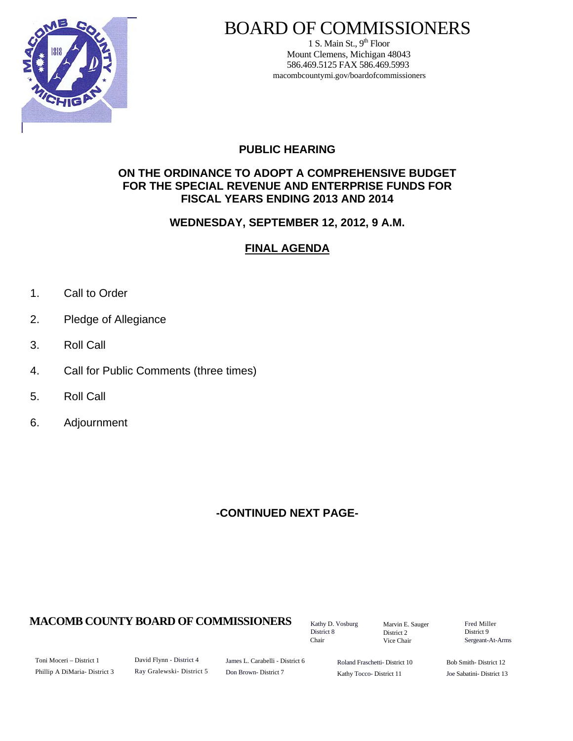# BOARD OF COMMISSIONERS

1 S. Main St., 9th Floor
Mount Clemens, Michigan 48043
586.469.5125 FAX 586.469.5993
macombcountymi.gov/boardofcommissioners

## PUBLIC HEARING

### ON THE ORDINANCE TO ADOPT A COMPREHENSIVE BUDGET FOR THE SPECIAL REVENUE AND ENTERPRISE FUNDS FOR FISCAL YEARS ENDING 2013 AND 2014

**WEDNESDAY, SEPTEMBER 12, 2012, 9 A.M.**

**FINAL AGENDA**

1. Call to Order
2. Pledge of Allegiance
3. Roll Call
4. Call for Public Comments (three times)
5. Roll Call
6. Adjournment

**-CONTINUED NEXT PAGE-**

**MACOMB COUNTY BOARD OF COMMISSIONERS**

Kathy D. Vosburg, District 8, Chair
Marvin E. Sauger, District 2, Vice Chair
Fred Miller, District 9, Sergeant-At-Arms

Toni Moceri – District 1
Phillip A DiMaria- District 3
David Flynn - District 4
Ray Gralewski- District 5
James L. Carabelli - District 6
Don Brown- District 7
Roland Fraschetti- District 10
Kathy Tocco- District 11
Bob Smith- District 12
Joe Sabatini- District 13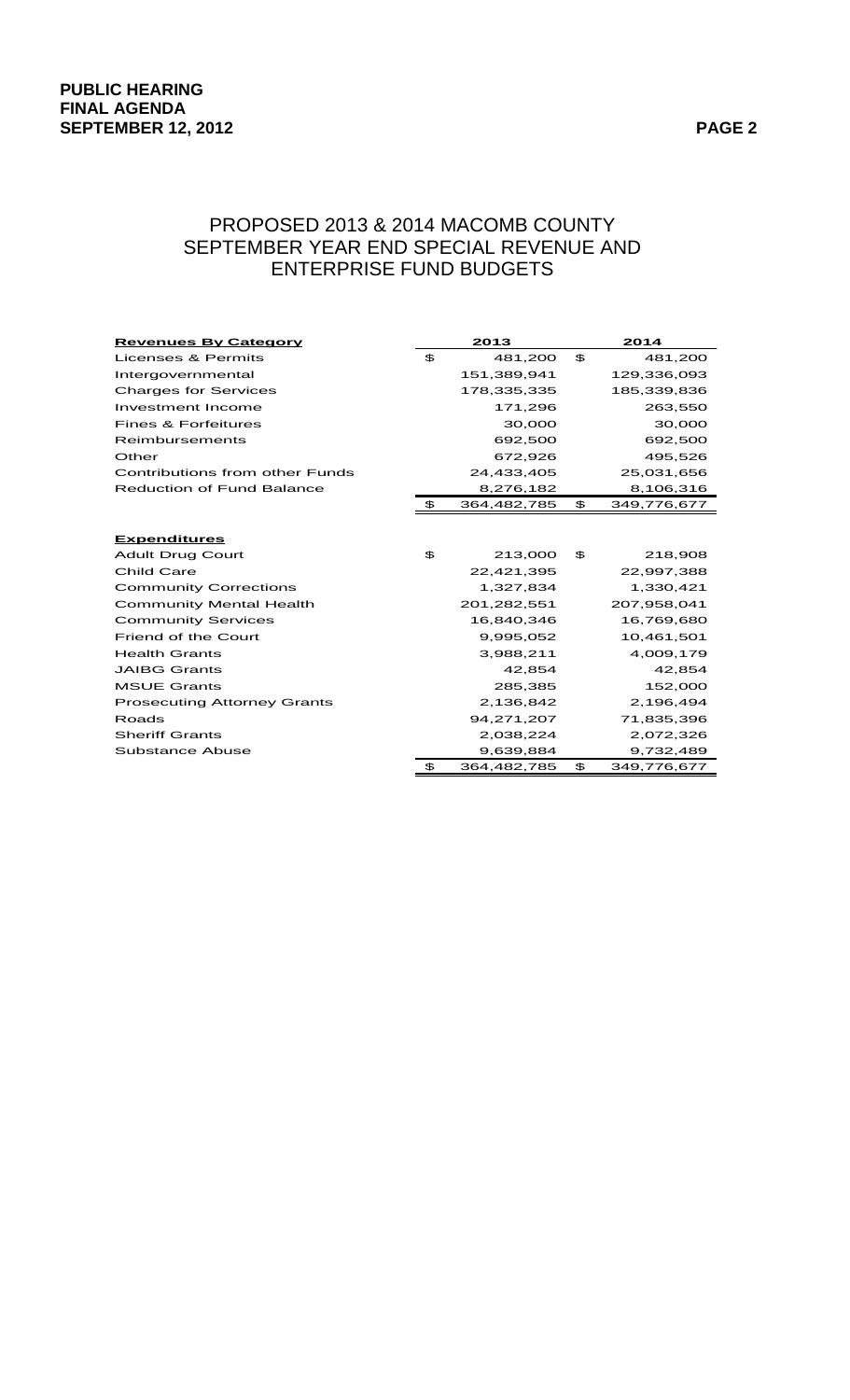# PROPOSED 2013 & 2014 MACOMB COUNTY SEPTEMBER YEAR END SPECIAL REVENUE AND ENTERPRISE FUND BUDGETS

| **Revenues By Category** | 2013 | 2014 |
|---|---|---|
| Licenses & Permits | $ 481,200 | $ 481,200 |
| Intergovernmental | 151,389,941 | 129,336,093 |
| Charges for Services | 178,335,335 | 185,339,836 |
| Investment Income | 171,296 | 263,550 |
| Fines & Forfeitures | 30,000 | 30,000 |
| Reimbursements | 692,500 | 692,500 |
| Other | 672,926 | 495,526 |
| Contributions from other Funds | 24,433,405 | 25,031,656 |
| Reduction of Fund Balance | 8,276,182 | 8,106,316 |
| | $ 364,482,785 | $ 349,776,677 |

| **Expenditures** | 2013 | 2014 |
|---|---|---|
| Adult Drug Court | $ 213,000 | $ 218,908 |
| Child Care | 22,421,395 | 22,997,388 |
| Community Corrections | 1,327,834 | 1,330,421 |
| Community Mental Health | 201,282,551 | 207,958,041 |
| Community Services | 16,840,346 | 16,769,680 |
| Friend of the Court | 9,995,052 | 10,461,501 |
| Health Grants | 3,988,211 | 4,009,179 |
| JAIBG Grants | 42,854 | 42,854 |
| MSUE Grants | 285,385 | 152,000 |
| Prosecuting Attorney Grants | 2,136,842 | 2,196,494 |
| Roads | 94,271,207 | 71,835,396 |
| Sheriff Grants | 2,038,224 | 2,072,326 |
| Substance Abuse | 9,639,884 | 9,732,489 |
| | $ 364,482,785 | $ 349,776,677 |